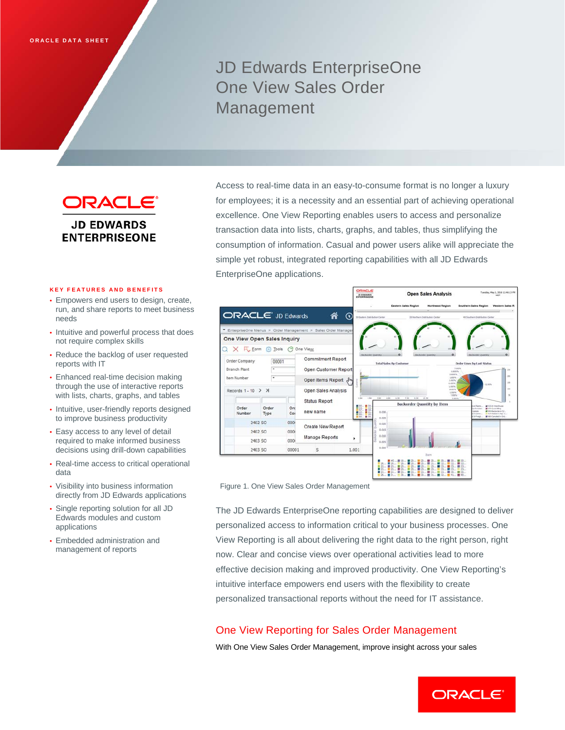ORACLE DATA SHEET

# JD Edwards EnterpriseOne One View Sales Order Management

ORACLE
JD EDWARDS ENTERPRISEONE

Access to real-time data in an easy-to-consume format is no longer a luxury for employees; it is a necessity and an essential part of achieving operational excellence. One View Reporting enables users to access and personalize transaction data into lists, charts, graphs, and tables, thus simplifying the consumption of information. Casual and power users alike will appreciate the simple yet robust, integrated reporting capabilities with all JD Edwards EnterpriseOne applications.

Figure 1. One View Sales Order Management

**KEY FEATURES AND BENEFITS**

- Empowers end users to design, create, run, and share reports to meet business needs
- Intuitive and powerful process that does not require complex skills
- Reduce the backlog of user requested reports with IT
- Enhanced real-time decision making through the use of interactive reports with lists, charts, graphs, and tables
- Intuitive, user-friendly reports designed to improve business productivity
- Easy access to any level of detail required to make informed business decisions using drill-down capabilities
- Real-time access to critical operational data
- Visibility into business information directly from JD Edwards applications
- Single reporting solution for all JD Edwards modules and custom applications
- Embedded administration and management of reports

The JD Edwards EnterpriseOne reporting capabilities are designed to deliver personalized access to information critical to your business processes. One View Reporting is all about delivering the right data to the right person, right now. Clear and concise views over operational activities lead to more effective decision making and improved productivity. One View Reporting's intuitive interface empowers end users with the flexibility to create personalized transactional reports without the need for IT assistance.

## One View Reporting for Sales Order Management

With One View Sales Order Management, improve insight across your sales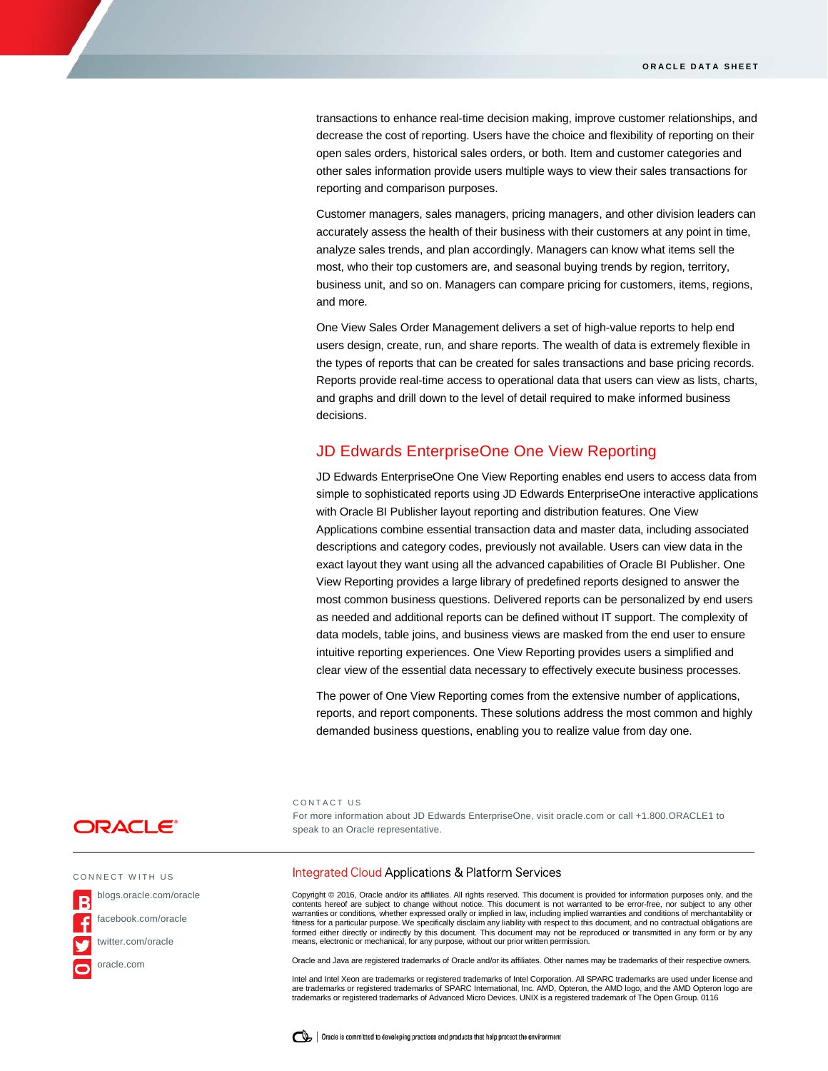transactions to enhance real-time decision making, improve customer relationships, and decrease the cost of reporting. Users have the choice and flexibility of reporting on their open sales orders, historical sales orders, or both. Item and customer categories and other sales information provide users multiple ways to view their sales transactions for reporting and comparison purposes.

Customer managers, sales managers, pricing managers, and other division leaders can accurately assess the health of their business with their customers at any point in time, analyze sales trends, and plan accordingly. Managers can know what items sell the most, who their top customers are, and seasonal buying trends by region, territory, business unit, and so on. Managers can compare pricing for customers, items, regions, and more.

One View Sales Order Management delivers a set of high-value reports to help end users design, create, run, and share reports. The wealth of data is extremely flexible in the types of reports that can be created for sales transactions and base pricing records. Reports provide real-time access to operational data that users can view as lists, charts, and graphs and drill down to the level of detail required to make informed business decisions.

## JD Edwards EnterpriseOne One View Reporting

JD Edwards EnterpriseOne One View Reporting enables end users to access data from simple to sophisticated reports using JD Edwards EnterpriseOne interactive applications with Oracle BI Publisher layout reporting and distribution features. One View Applications combine essential transaction data and master data, including associated descriptions and category codes, previously not available. Users can view data in the exact layout they want using all the advanced capabilities of Oracle BI Publisher. One View Reporting provides a large library of predefined reports designed to answer the most common business questions. Delivered reports can be personalized by end users as needed and additional reports can be defined without IT support. The complexity of data models, table joins, and business views are masked from the end user to ensure intuitive reporting experiences. One View Reporting provides users a simplified and clear view of the essential data necessary to effectively execute business processes.

The power of One View Reporting comes from the extensive number of applications, reports, and report components. These solutions address the most common and highly demanded business questions, enabling you to realize value from day one.

ORACLE

CONTACT US

For more information about JD Edwards EnterpriseOne, visit oracle.com or call +1.800.ORACLE1 to speak to an Oracle representative.

CONNECT WITH US

- blogs.oracle.com/oracle
- facebook.com/oracle
- twitter.com/oracle
- oracle.com

Integrated Cloud Applications & Platform Services

Copyright © 2016, Oracle and/or its affiliates. All rights reserved. This document is provided for information purposes only, and the contents hereof are subject to change without notice. This document is not warranted to be error-free, nor subject to any other warranties or conditions, whether expressed orally or implied in law, including implied warranties and conditions of merchantability or fitness for a particular purpose. We specifically disclaim any liability with respect to this document, and no contractual obligations are formed either directly or indirectly by this document. This document may not be reproduced or transmitted in any form or by any means, electronic or mechanical, for any purpose, without our prior written permission.

Oracle and Java are registered trademarks of Oracle and/or its affiliates. Other names may be trademarks of their respective owners.

Intel and Intel Xeon are trademarks or registered trademarks of Intel Corporation. All SPARC trademarks are used under license and are trademarks or registered trademarks of SPARC International, Inc. AMD, Opteron, the AMD logo, and the AMD Opteron logo are trademarks or registered trademarks of Advanced Micro Devices. UNIX is a registered trademark of The Open Group. 0116

Oracle is committed to developing practices and products that help protect the environment